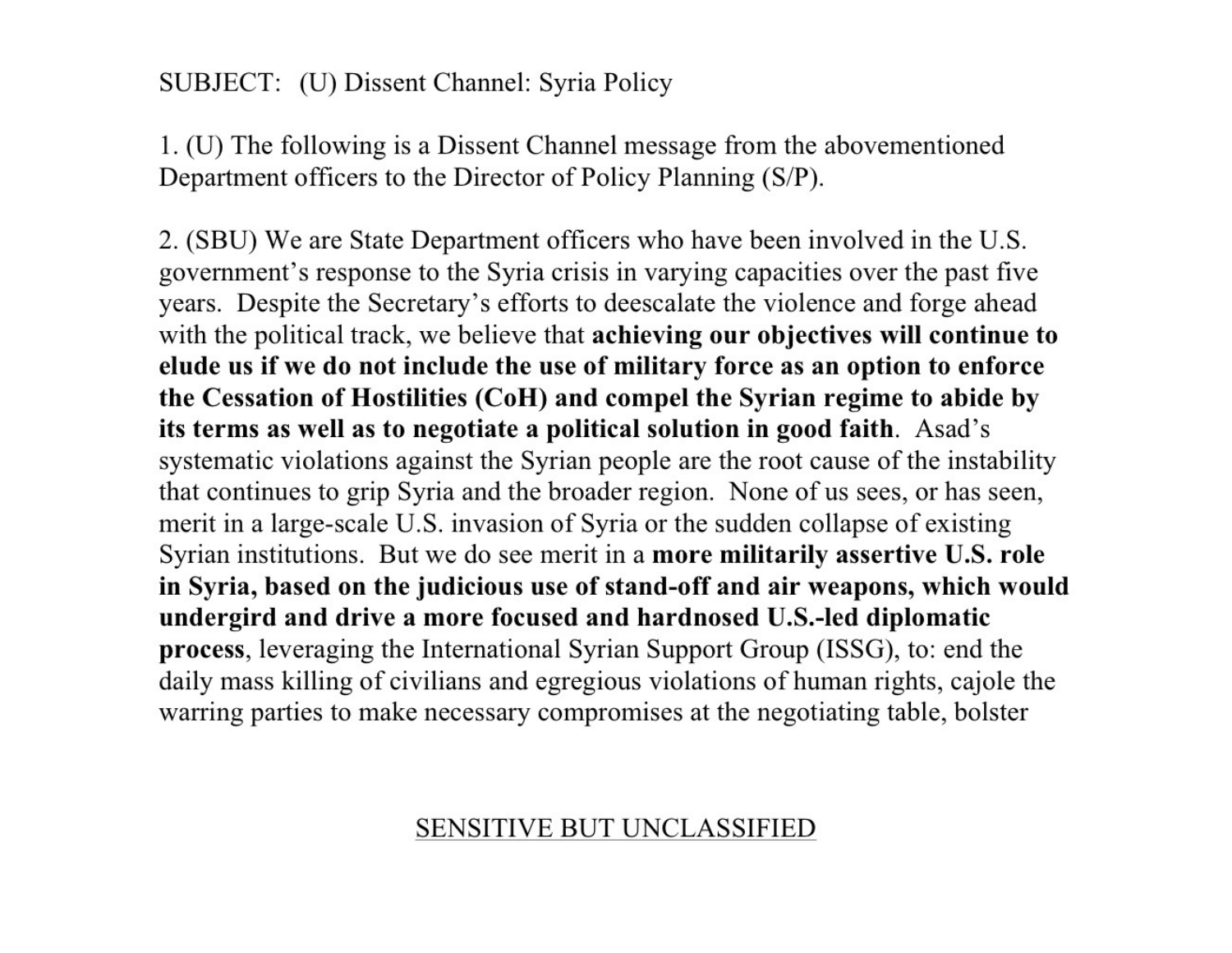SUBJECT: (U) Dissent Channel: Syria Policy

1. (U) The following is a Dissent Channel message from the abovementioned Department officers to the Director of Policy Planning (S/P).

2. (SBU) We are State Department officers who have been involved in the U.S. government's response to the Syria crisis in varying capacities over the past five years. Despite the Secretary's efforts to deescalate the violence and forge ahead with the political track, we believe that **achieving our objectives will continue to elude us if we do not include the use of military force as an option to enforce the Cessation of Hostilities (CoH) and compel the Syrian regime to abide by its terms as well as to negotiate a political solution in good faith**. Asad's systematic violations against the Syrian people are the root cause of the instability that continues to grip Syria and the broader region. None of us sees, or has seen, merit in a large-scale U.S. invasion of Syria or the sudden collapse of existing Syrian institutions. But we do see merit in a **more militarily assertive U.S. role in Syria, based on the judicious use of stand-off and air weapons, which would undergird and drive a more focused and hardnosed U.S.-led diplomatic process**, leveraging the International Syrian Support Group (ISSG), to: end the daily mass killing of civilians and egregious violations of human rights, cajole the warring parties to make necessary compromises at the negotiating table, bolster

SENSITIVE BUT UNCLASSIFIED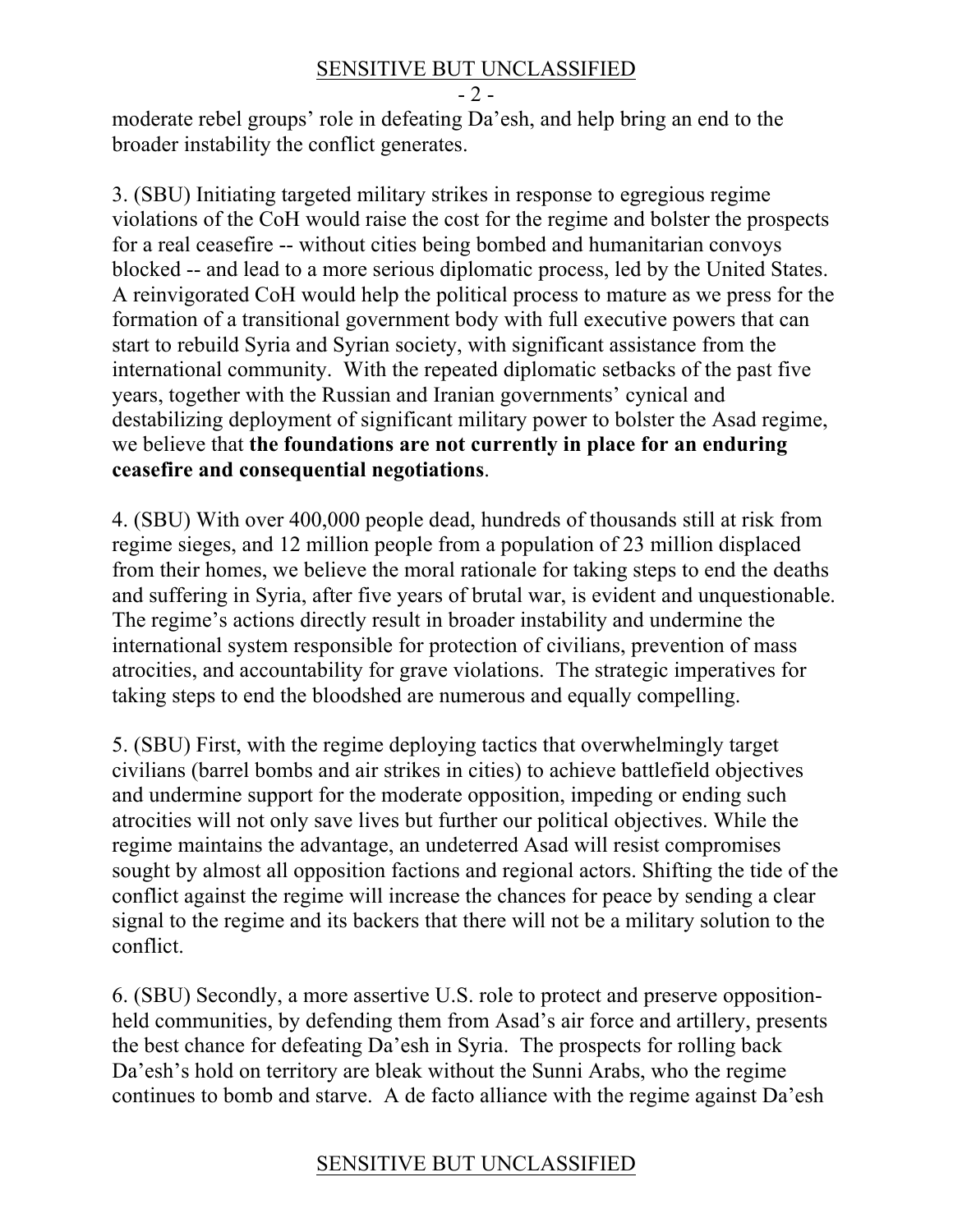moderate rebel groups' role in defeating Da'esh, and help bring an end to the broader instability the conflict generates.

3. (SBU) Initiating targeted military strikes in response to egregious regime violations of the CoH would raise the cost for the regime and bolster the prospects for a real ceasefire -- without cities being bombed and humanitarian convoys blocked -- and lead to a more serious diplomatic process, led by the United States. A reinvigorated CoH would help the political process to mature as we press for the formation of a transitional government body with full executive powers that can start to rebuild Syria and Syrian society, with significant assistance from the international community. With the repeated diplomatic setbacks of the past five years, together with the Russian and Iranian governments' cynical and destabilizing deployment of significant military power to bolster the Asad regime, we believe that **the foundations are not currently in place for an enduring ceasefire and consequential negotiations**.

4. (SBU) With over 400,000 people dead, hundreds of thousands still at risk from regime sieges, and 12 million people from a population of 23 million displaced from their homes, we believe the moral rationale for taking steps to end the deaths and suffering in Syria, after five years of brutal war, is evident and unquestionable. The regime's actions directly result in broader instability and undermine the international system responsible for protection of civilians, prevention of mass atrocities, and accountability for grave violations. The strategic imperatives for taking steps to end the bloodshed are numerous and equally compelling.

5. (SBU) First, with the regime deploying tactics that overwhelmingly target civilians (barrel bombs and air strikes in cities) to achieve battlefield objectives and undermine support for the moderate opposition, impeding or ending such atrocities will not only save lives but further our political objectives. While the regime maintains the advantage, an undeterred Asad will resist compromises sought by almost all opposition factions and regional actors. Shifting the tide of the conflict against the regime will increase the chances for peace by sending a clear signal to the regime and its backers that there will not be a military solution to the conflict.

6. (SBU) Secondly, a more assertive U.S. role to protect and preserve opposition-held communities, by defending them from Asad's air force and artillery, presents the best chance for defeating Da'esh in Syria. The prospects for rolling back Da'esh's hold on territory are bleak without the Sunni Arabs, who the regime continues to bomb and starve. A de facto alliance with the regime against Da'esh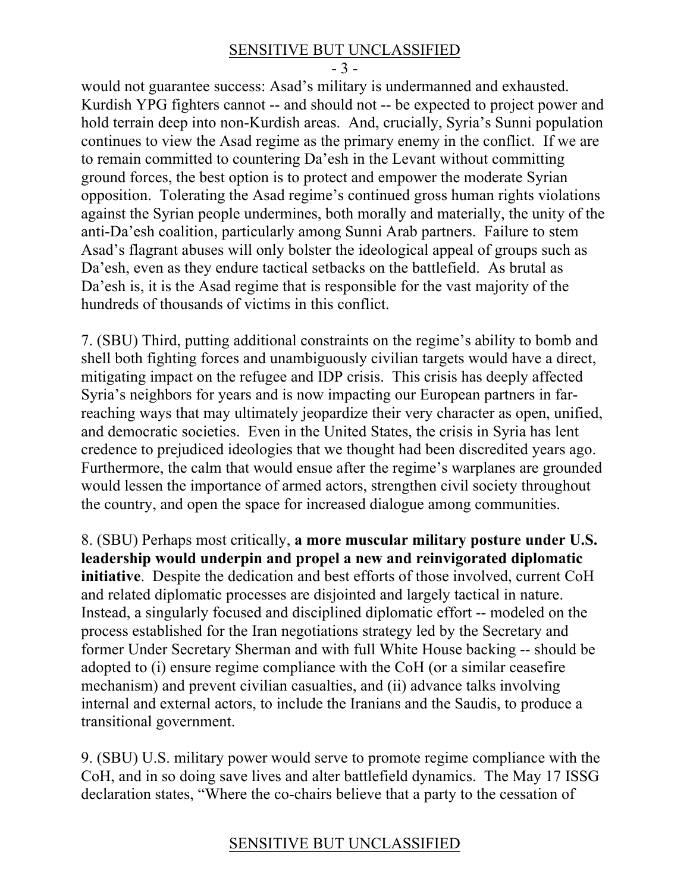would not guarantee success: Asad's military is undermanned and exhausted. Kurdish YPG fighters cannot -- and should not -- be expected to project power and hold terrain deep into non-Kurdish areas. And, crucially, Syria's Sunni population continues to view the Asad regime as the primary enemy in the conflict. If we are to remain committed to countering Da'esh in the Levant without committing ground forces, the best option is to protect and empower the moderate Syrian opposition. Tolerating the Asad regime's continued gross human rights violations against the Syrian people undermines, both morally and materially, the unity of the anti-Da'esh coalition, particularly among Sunni Arab partners. Failure to stem Asad's flagrant abuses will only bolster the ideological appeal of groups such as Da'esh, even as they endure tactical setbacks on the battlefield. As brutal as Da'esh is, it is the Asad regime that is responsible for the vast majority of the hundreds of thousands of victims in this conflict.

7. (SBU) Third, putting additional constraints on the regime's ability to bomb and shell both fighting forces and unambiguously civilian targets would have a direct, mitigating impact on the refugee and IDP crisis. This crisis has deeply affected Syria's neighbors for years and is now impacting our European partners in far-reaching ways that may ultimately jeopardize their very character as open, unified, and democratic societies. Even in the United States, the crisis in Syria has lent credence to prejudiced ideologies that we thought had been discredited years ago. Furthermore, the calm that would ensue after the regime's warplanes are grounded would lessen the importance of armed actors, strengthen civil society throughout the country, and open the space for increased dialogue among communities.

8. (SBU) Perhaps most critically, **a more muscular military posture under U.S. leadership would underpin and propel a new and reinvigorated diplomatic initiative**. Despite the dedication and best efforts of those involved, current CoH and related diplomatic processes are disjointed and largely tactical in nature. Instead, a singularly focused and disciplined diplomatic effort -- modeled on the process established for the Iran negotiations strategy led by the Secretary and former Under Secretary Sherman and with full White House backing -- should be adopted to (i) ensure regime compliance with the CoH (or a similar ceasefire mechanism) and prevent civilian casualties, and (ii) advance talks involving internal and external actors, to include the Iranians and the Saudis, to produce a transitional government.

9. (SBU) U.S. military power would serve to promote regime compliance with the CoH, and in so doing save lives and alter battlefield dynamics. The May 17 ISSG declaration states, "Where the co-chairs believe that a party to the cessation of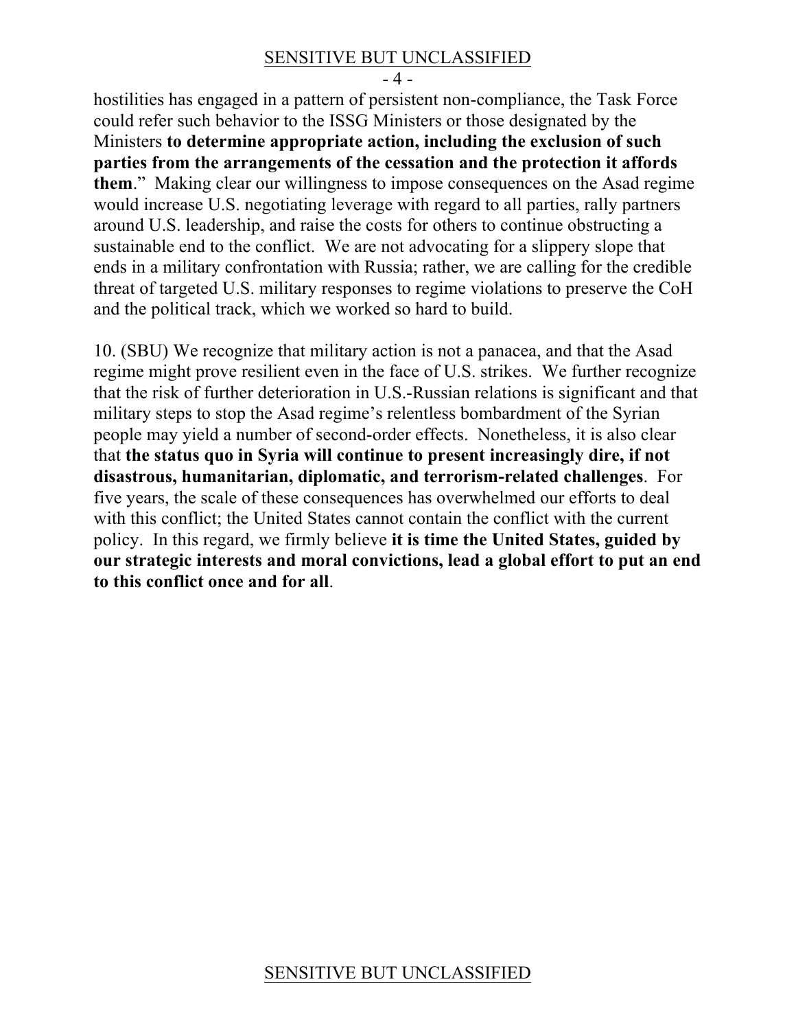hostilities has engaged in a pattern of persistent non-compliance, the Task Force could refer such behavior to the ISSG Ministers or those designated by the Ministers **to determine appropriate action, including the exclusion of such parties from the arrangements of the cessation and the protection it affords them**." Making clear our willingness to impose consequences on the Asad regime would increase U.S. negotiating leverage with regard to all parties, rally partners around U.S. leadership, and raise the costs for others to continue obstructing a sustainable end to the conflict. We are not advocating for a slippery slope that ends in a military confrontation with Russia; rather, we are calling for the credible threat of targeted U.S. military responses to regime violations to preserve the CoH and the political track, which we worked so hard to build.

10. (SBU) We recognize that military action is not a panacea, and that the Asad regime might prove resilient even in the face of U.S. strikes. We further recognize that the risk of further deterioration in U.S.-Russian relations is significant and that military steps to stop the Asad regime's relentless bombardment of the Syrian people may yield a number of second-order effects. Nonetheless, it is also clear that **the status quo in Syria will continue to present increasingly dire, if not disastrous, humanitarian, diplomatic, and terrorism-related challenges**. For five years, the scale of these consequences has overwhelmed our efforts to deal with this conflict; the United States cannot contain the conflict with the current policy. In this regard, we firmly believe **it is time the United States, guided by our strategic interests and moral convictions, lead a global effort to put an end to this conflict once and for all**.